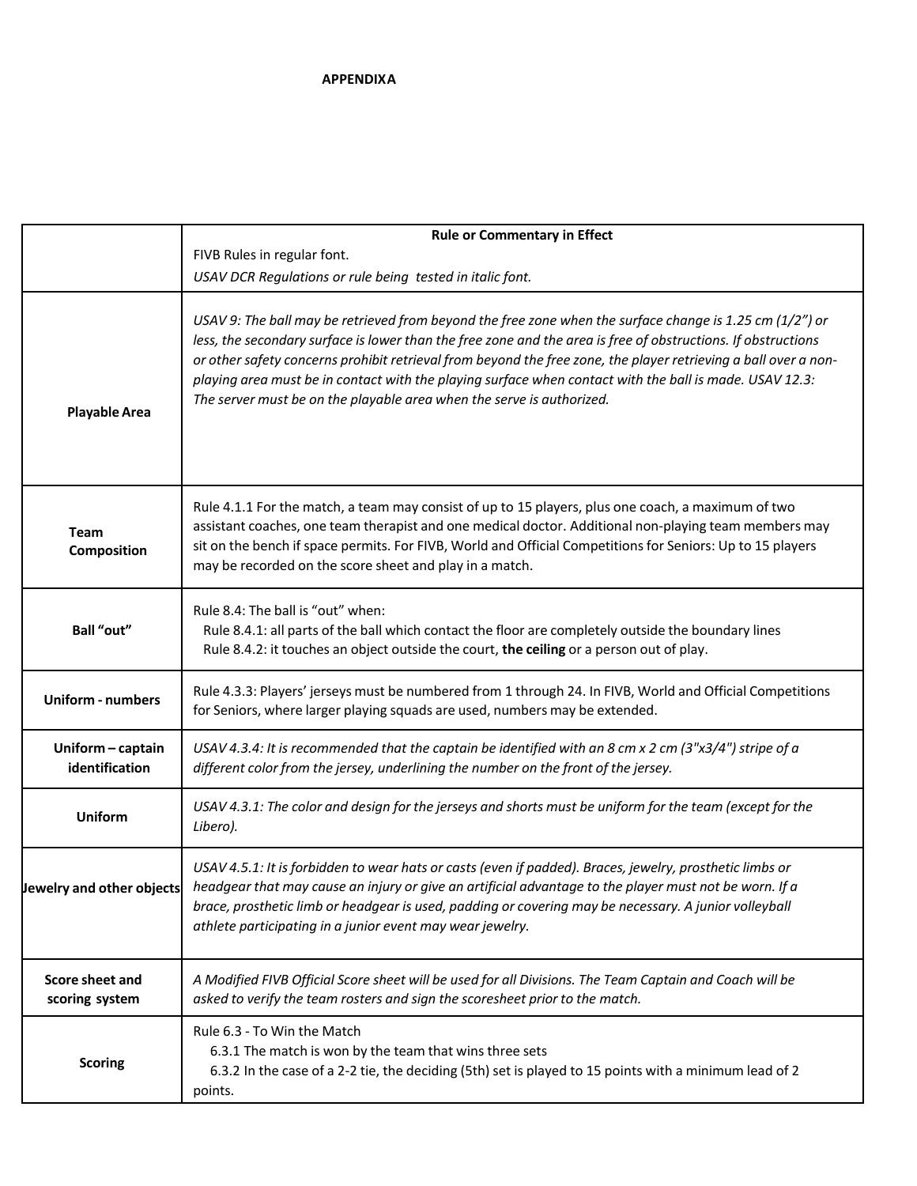# APPENDIXA

| | Rule or Commentary in Effect<br>FIVB Rules in regular font.<br>*USAV DCR Regulations or rule being tested in italic font.* |
|---|---|
| **Playable Area** | *USAV 9: The ball may be retrieved from beyond the free zone when the surface change is 1.25 cm (1/2") or less, the secondary surface is lower than the free zone and the area is free of obstructions. If obstructions or other safety concerns prohibit retrieval from beyond the free zone, the player retrieving a ball over a non-playing area must be in contact with the playing surface when contact with the ball is made. USAV 12.3: The server must be on the playable area when the serve is authorized.* |
| **Team Composition** | Rule 4.1.1 For the match, a team may consist of up to 15 players, plus one coach, a maximum of two assistant coaches, one team therapist and one medical doctor. Additional non-playing team members may sit on the bench if space permits. For FIVB, World and Official Competitions for Seniors: Up to 15 players may be recorded on the score sheet and play in a match. |
| **Ball "out"** | Rule 8.4: The ball is "out" when:<br>Rule 8.4.1: all parts of the ball which contact the floor are completely outside the boundary lines<br>Rule 8.4.2: it touches an object outside the court, **the ceiling** or a person out of play. |
| **Uniform - numbers** | Rule 4.3.3: Players' jerseys must be numbered from 1 through 24. In FIVB, World and Official Competitions for Seniors, where larger playing squads are used, numbers may be extended. |
| **Uniform – captain identification** | *USAV 4.3.4: It is recommended that the captain be identified with an 8 cm x 2 cm (3"x3/4") stripe of a different color from the jersey, underlining the number on the front of the jersey.* |
| **Uniform** | *USAV 4.3.1: The color and design for the jerseys and shorts must be uniform for the team (except for the Libero).* |
| **Jewelry and other objects** | *USAV 4.5.1: It is forbidden to wear hats or casts (even if padded). Braces, jewelry, prosthetic limbs or headgear that may cause an injury or give an artificial advantage to the player must not be worn. If a brace, prosthetic limb or headgear is used, padding or covering may be necessary. A junior volleyball athlete participating in a junior event may wear jewelry.* |
| **Score sheet and scoring system** | *A Modified FIVB Official Score sheet will be used for all Divisions. The Team Captain and Coach will be asked to verify the team rosters and sign the scoresheet prior to the match.* |
| **Scoring** | Rule 6.3 - To Win the Match<br>6.3.1 The match is won by the team that wins three sets<br>6.3.2 In the case of a 2-2 tie, the deciding (5th) set is played to 15 points with a minimum lead of 2 points. |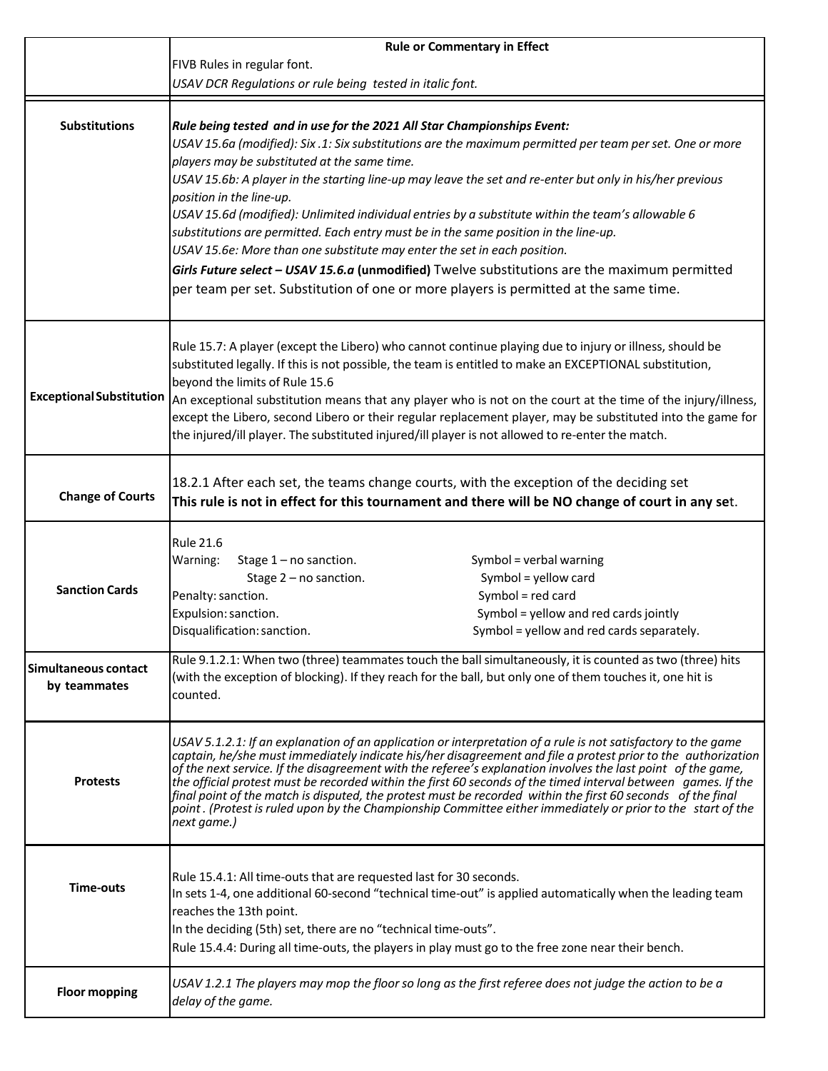| | Rule or Commentary in Effect |
|---|---|
| | FIVB Rules in regular font.<br>*USAV DCR Regulations or rule being tested in italic font.* |
| **Substitutions** | ***Rule being tested and in use for the 2021 All Star Championships Event:***<br>*USAV 15.6a (modified): Six .1: Six substitutions are the maximum permitted per team per set. One or more players may be substituted at the same time.*<br>*USAV 15.6b: A player in the starting line-up may leave the set and re-enter but only in his/her previous position in the line-up.*<br>*USAV 15.6d (modified): Unlimited individual entries by a substitute within the team's allowable 6 substitutions are permitted. Each entry must be in the same position in the line-up.*<br>*USAV 15.6e: More than one substitute may enter the set in each position.*<br>***Girls Future select – USAV 15.6.a* (unmodified)** Twelve substitutions are the maximum permitted per team per set. Substitution of one or more players is permitted at the same time. |
| **Exceptional Substitution** | Rule 15.7: A player (except the Libero) who cannot continue playing due to injury or illness, should be substituted legally. If this is not possible, the team is entitled to make an EXCEPTIONAL substitution, beyond the limits of Rule 15.6<br>An exceptional substitution means that any player who is not on the court at the time of the injury/illness, except the Libero, second Libero or their regular replacement player, may be substituted into the game for the injured/ill player. The substituted injured/ill player is not allowed to re-enter the match. |
| **Change of Courts** | 18.2.1 After each set, the teams change courts, with the exception of the deciding set<br>**This rule is not in effect for this tournament and there will be NO change of court in any se**t. |
| **Sanction Cards** | Rule 21.6<br>Warning: Stage 1 – no sanction. Symbol = verbal warning<br>Stage 2 – no sanction. Symbol = yellow card<br>Penalty: sanction. Symbol = red card<br>Expulsion: sanction. Symbol = yellow and red cards jointly<br>Disqualification: sanction. Symbol = yellow and red cards separately. |
| **Simultaneous contact by teammates** | Rule 9.1.2.1: When two (three) teammates touch the ball simultaneously, it is counted as two (three) hits (with the exception of blocking). If they reach for the ball, but only one of them touches it, one hit is counted. |
| **Protests** | *USAV 5.1.2.1: If an explanation of an application or interpretation of a rule is not satisfactory to the game captain, he/she must immediately indicate his/her disagreement and file a protest prior to the authorization of the next service. If the disagreement with the referee's explanation involves the last point of the game, the official protest must be recorded within the first 60 seconds of the timed interval between games. If the final point of the match is disputed, the protest must be recorded within the first 60 seconds of the final point . (Protest is ruled upon by the Championship Committee either immediately or prior to the start of the next game.)* |
| **Time-outs** | Rule 15.4.1: All time-outs that are requested last for 30 seconds.<br>In sets 1-4, one additional 60-second "technical time-out" is applied automatically when the leading team reaches the 13th point.<br>In the deciding (5th) set, there are no "technical time-outs".<br>Rule 15.4.4: During all time-outs, the players in play must go to the free zone near their bench. |
| **Floor mopping** | *USAV 1.2.1 The players may mop the floor so long as the first referee does not judge the action to be a delay of the game.* |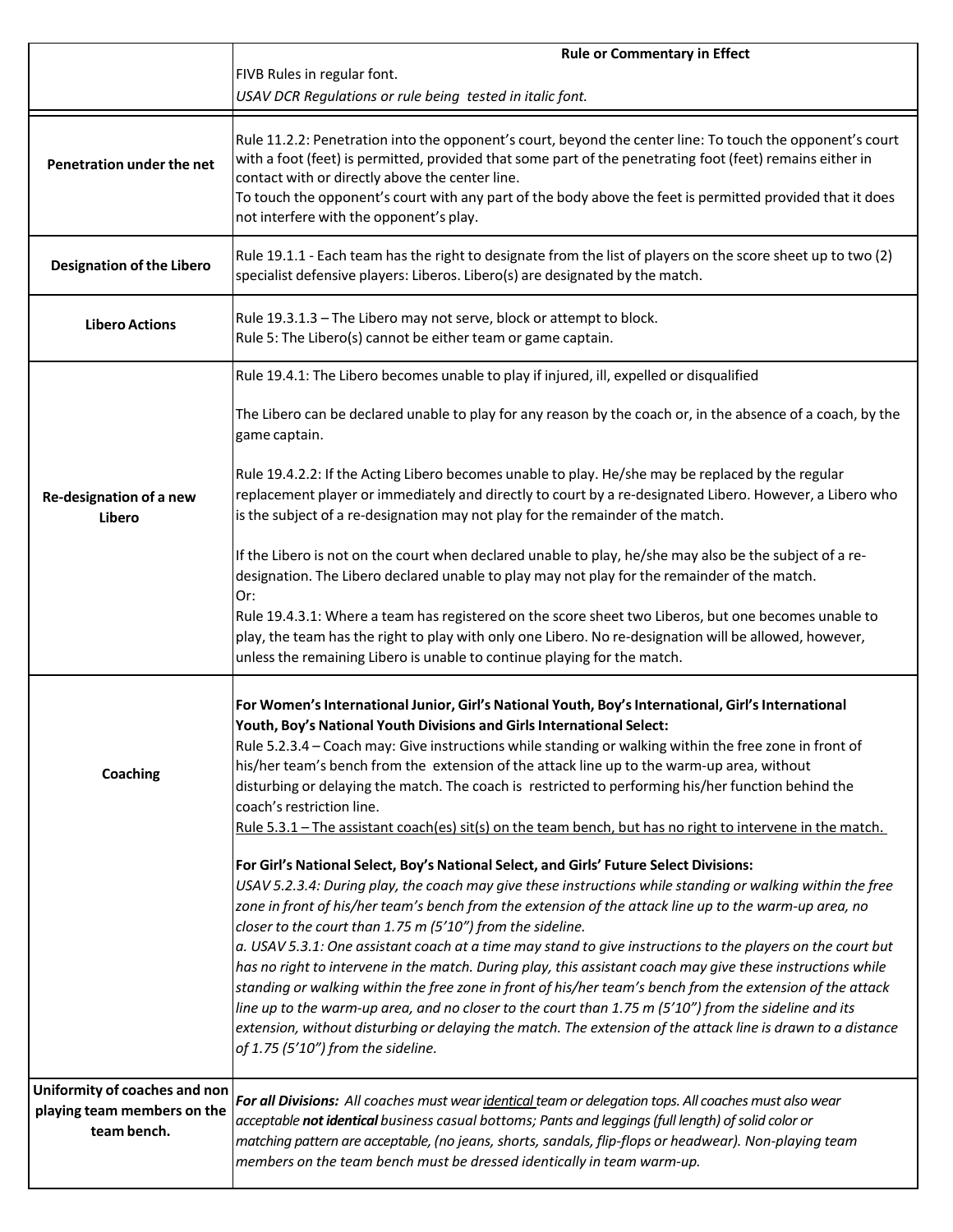| | **Rule or Commentary in Effect**<br>FIVB Rules in regular font.<br>*USAV DCR Regulations or rule being tested in italic font.* |
|---|---|
| **Penetration under the net** | Rule 11.2.2: Penetration into the opponent's court, beyond the center line: To touch the opponent's court with a foot (feet) is permitted, provided that some part of the penetrating foot (feet) remains either in contact with or directly above the center line.<br>To touch the opponent's court with any part of the body above the feet is permitted provided that it does not interfere with the opponent's play. |
| **Designation of the Libero** | Rule 19.1.1 - Each team has the right to designate from the list of players on the score sheet up to two (2) specialist defensive players: Liberos. Libero(s) are designated by the match. |
| **Libero Actions** | Rule 19.3.1.3 – The Libero may not serve, block or attempt to block.<br>Rule 5: The Libero(s) cannot be either team or game captain. |
| **Re-designation of a new Libero** | Rule 19.4.1: The Libero becomes unable to play if injured, ill, expelled or disqualified<br><br>The Libero can be declared unable to play for any reason by the coach or, in the absence of a coach, by the game captain.<br><br>Rule 19.4.2.2: If the Acting Libero becomes unable to play. He/she may be replaced by the regular replacement player or immediately and directly to court by a re-designated Libero. However, a Libero who is the subject of a re-designation may not play for the remainder of the match.<br><br>If the Libero is not on the court when declared unable to play, he/she may also be the subject of a re-designation. The Libero declared unable to play may not play for the remainder of the match.<br>Or:<br>Rule 19.4.3.1: Where a team has registered on the score sheet two Liberos, but one becomes unable to play, the team has the right to play with only one Libero. No re-designation will be allowed, however, unless the remaining Libero is unable to continue playing for the match. |
| **Coaching** | **For Women's International Junior, Girl's National Youth, Boy's International, Girl's International Youth, Boy's National Youth Divisions and Girls International Select:**<br>Rule 5.2.3.4 – Coach may: Give instructions while standing or walking within the free zone in front of his/her team's bench from the extension of the attack line up to the warm-up area, without disturbing or delaying the match. The coach is restricted to performing his/her function behind the coach's restriction line.<br><u>Rule 5.3.1 – The assistant coach(es) sit(s) on the team bench, but has no right to intervene in the match.</u><br><br>**For Girl's National Select, Boy's National Select, and Girls' Future Select Divisions:**<br>*USAV 5.2.3.4: During play, the coach may give these instructions while standing or walking within the free zone in front of his/her team's bench from the extension of the attack line up to the warm-up area, no closer to the court than 1.75 m (5'10") from the sideline.*<br>*a. USAV 5.3.1: One assistant coach at a time may stand to give instructions to the players on the court but has no right to intervene in the match. During play, this assistant coach may give these instructions while standing or walking within the free zone in front of his/her team's bench from the extension of the attack line up to the warm-up area, and no closer to the court than 1.75 m (5'10") from the sideline and its extension, without disturbing or delaying the match. The extension of the attack line is drawn to a distance of 1.75 (5'10") from the sideline.* |
| **Uniformity of coaches and non playing team members on the team bench.** | ***For all Divisions:*** *All coaches must wear <u>identical</u> team or delegation tops. All coaches must also wear acceptable **not identical** business casual bottoms; Pants and leggings (full length) of solid color or matching pattern are acceptable, (no jeans, shorts, sandals, flip-flops or headwear). Non-playing team members on the team bench must be dressed identically in team warm-up.* |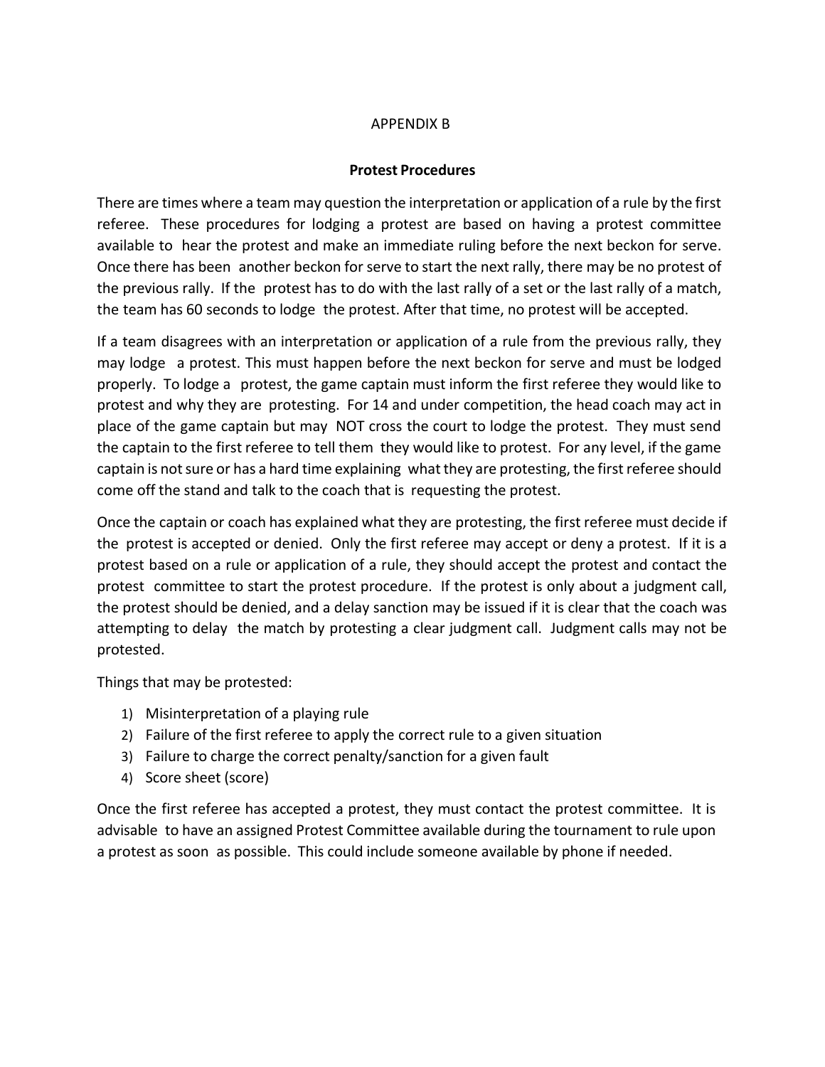APPENDIX B

## Protest Procedures

There are times where a team may question the interpretation or application of a rule by the first referee. These procedures for lodging a protest are based on having a protest committee available to hear the protest and make an immediate ruling before the next beckon for serve. Once there has been another beckon for serve to start the next rally, there may be no protest of the previous rally. If the protest has to do with the last rally of a set or the last rally of a match, the team has 60 seconds to lodge the protest. After that time, no protest will be accepted.

If a team disagrees with an interpretation or application of a rule from the previous rally, they may lodge a protest. This must happen before the next beckon for serve and must be lodged properly. To lodge a protest, the game captain must inform the first referee they would like to protest and why they are protesting. For 14 and under competition, the head coach may act in place of the game captain but may NOT cross the court to lodge the protest. They must send the captain to the first referee to tell them they would like to protest. For any level, if the game captain is not sure or has a hard time explaining what they are protesting, the first referee should come off the stand and talk to the coach that is requesting the protest.

Once the captain or coach has explained what they are protesting, the first referee must decide if the protest is accepted or denied. Only the first referee may accept or deny a protest. If it is a protest based on a rule or application of a rule, they should accept the protest and contact the protest committee to start the protest procedure. If the protest is only about a judgment call, the protest should be denied, and a delay sanction may be issued if it is clear that the coach was attempting to delay the match by protesting a clear judgment call. Judgment calls may not be protested.

Things that may be protested:

1) Misinterpretation of a playing rule
2) Failure of the first referee to apply the correct rule to a given situation
3) Failure to charge the correct penalty/sanction for a given fault
4) Score sheet (score)

Once the first referee has accepted a protest, they must contact the protest committee. It is advisable to have an assigned Protest Committee available during the tournament to rule upon a protest as soon as possible. This could include someone available by phone if needed.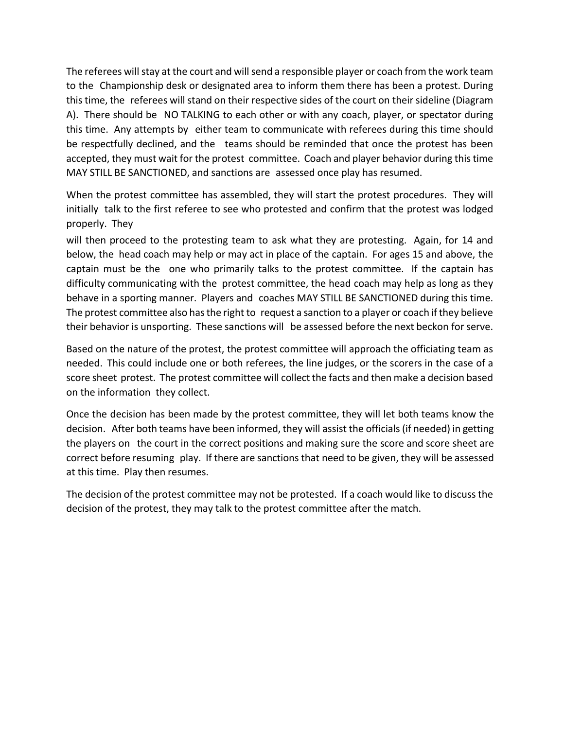The referees will stay at the court and will send a responsible player or coach from the work team to the Championship desk or designated area to inform them there has been a protest. During this time, the referees will stand on their respective sides of the court on their sideline (Diagram A). There should be NO TALKING to each other or with any coach, player, or spectator during this time. Any attempts by either team to communicate with referees during this time should be respectfully declined, and the teams should be reminded that once the protest has been accepted, they must wait for the protest committee. Coach and player behavior during this time MAY STILL BE SANCTIONED, and sanctions are assessed once play has resumed.

When the protest committee has assembled, they will start the protest procedures. They will initially talk to the first referee to see who protested and confirm that the protest was lodged properly. They will then proceed to the protesting team to ask what they are protesting. Again, for 14 and below, the head coach may help or may act in place of the captain. For ages 15 and above, the captain must be the one who primarily talks to the protest committee. If the captain has difficulty communicating with the protest committee, the head coach may help as long as they behave in a sporting manner. Players and coaches MAY STILL BE SANCTIONED during this time. The protest committee also has the right to request a sanction to a player or coach if they believe their behavior is unsporting. These sanctions will be assessed before the next beckon for serve.

Based on the nature of the protest, the protest committee will approach the officiating team as needed. This could include one or both referees, the line judges, or the scorers in the case of a score sheet protest. The protest committee will collect the facts and then make a decision based on the information they collect.

Once the decision has been made by the protest committee, they will let both teams know the decision. After both teams have been informed, they will assist the officials (if needed) in getting the players on the court in the correct positions and making sure the score and score sheet are correct before resuming play. If there are sanctions that need to be given, they will be assessed at this time. Play then resumes.

The decision of the protest committee may not be protested. If a coach would like to discuss the decision of the protest, they may talk to the protest committee after the match.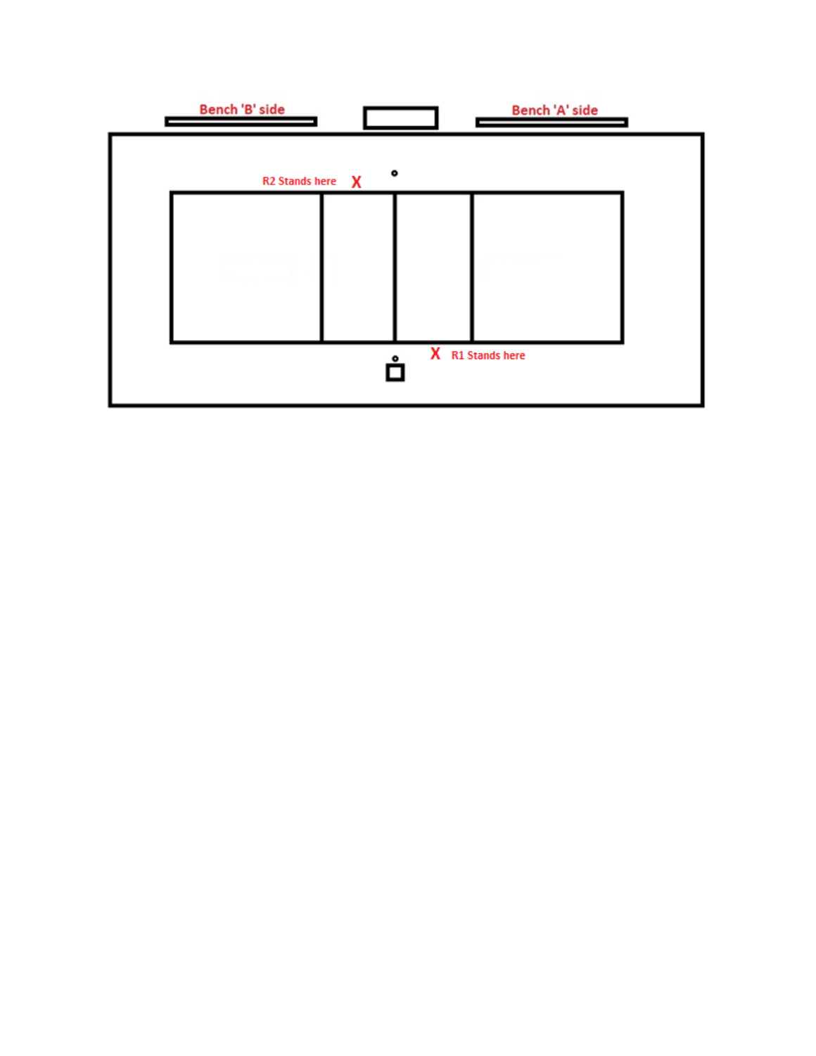Bench 'B' side

Bench 'A' side

R2 Stands here X

X R1 Stands here